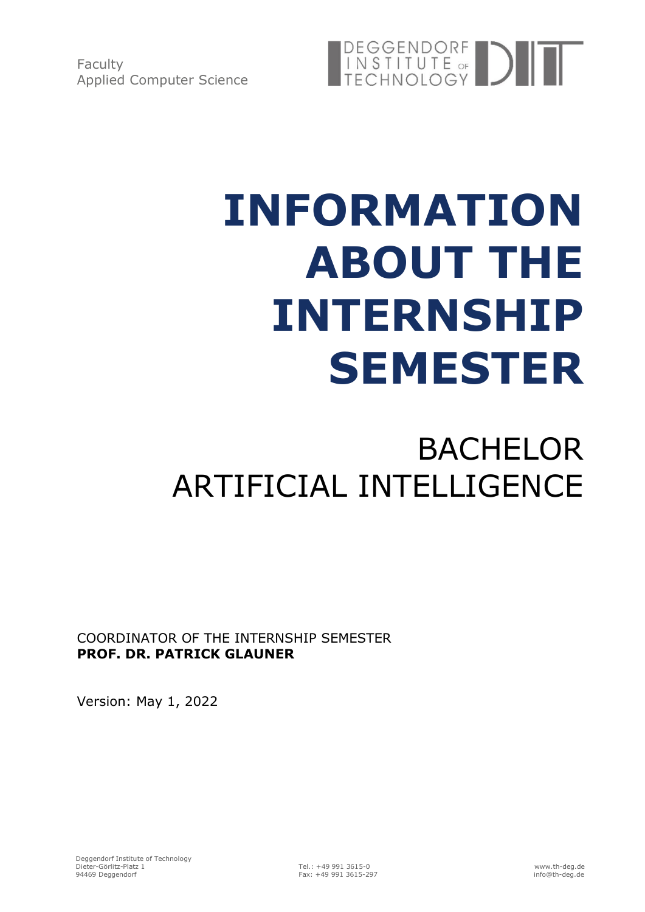Faculty
Applied Computer Science

DEGGENDORF INSTITUTE OF TECHNOLOGY

# INFORMATION ABOUT THE INTERNSHIP SEMESTER

## BACHELOR ARTIFICIAL INTELLIGENCE

COORDINATOR OF THE INTERNSHIP SEMESTER
**PROF. DR. PATRICK GLAUNER**

Version: May 1, 2022

Deggendorf Institute of Technology
Dieter-Görlitz-Platz 1
94469 Deggendorf

Tel.: +49 991 3615-0
Fax: +49 991 3615-297

www.th-deg.de
info@th-deg.de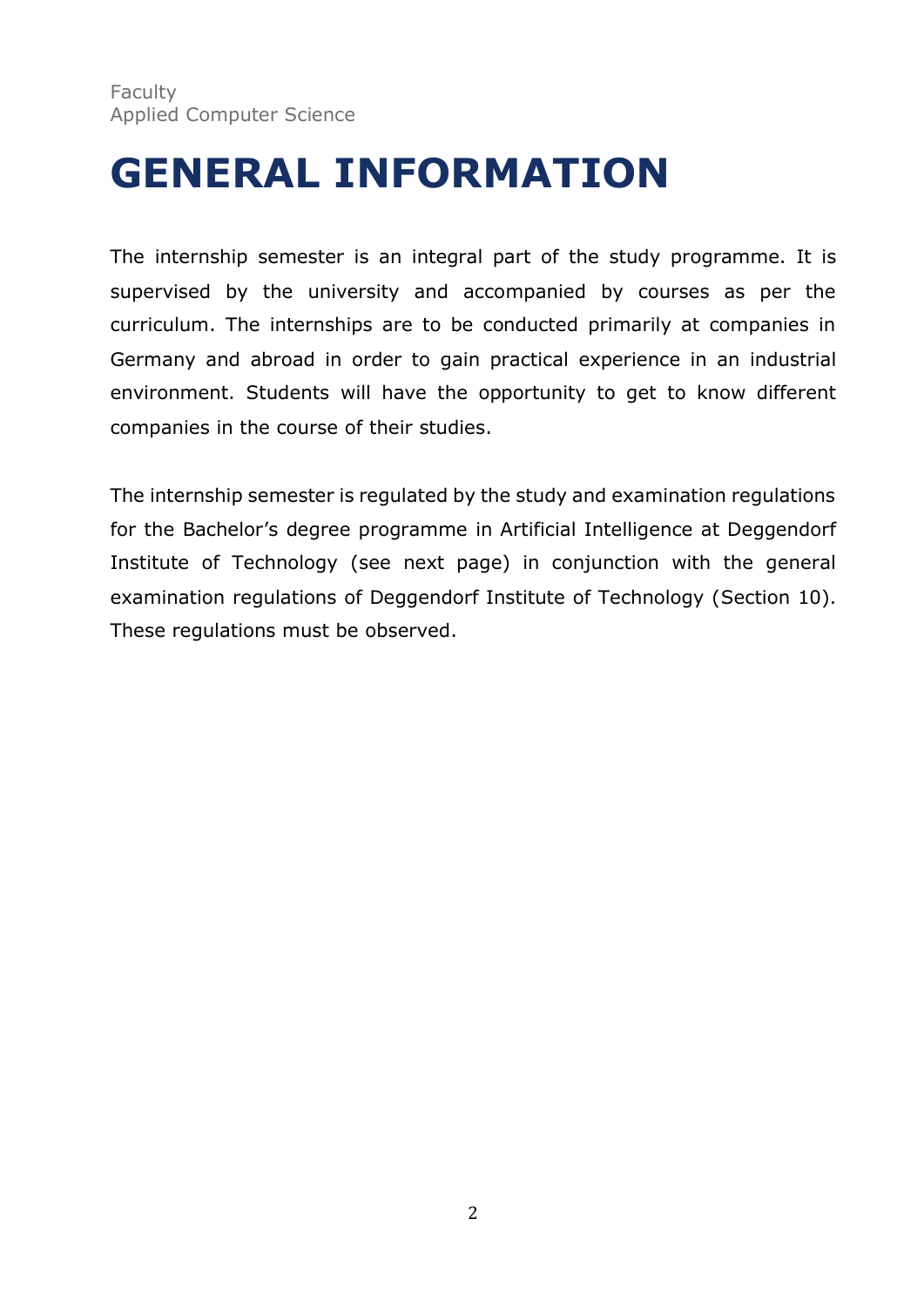Faculty
Applied Computer Science

# GENERAL INFORMATION

The internship semester is an integral part of the study programme. It is supervised by the university and accompanied by courses as per the curriculum. The internships are to be conducted primarily at companies in Germany and abroad in order to gain practical experience in an industrial environment. Students will have the opportunity to get to know different companies in the course of their studies.

The internship semester is regulated by the study and examination regulations for the Bachelor's degree programme in Artificial Intelligence at Deggendorf Institute of Technology (see next page) in conjunction with the general examination regulations of Deggendorf Institute of Technology (Section 10). These regulations must be observed.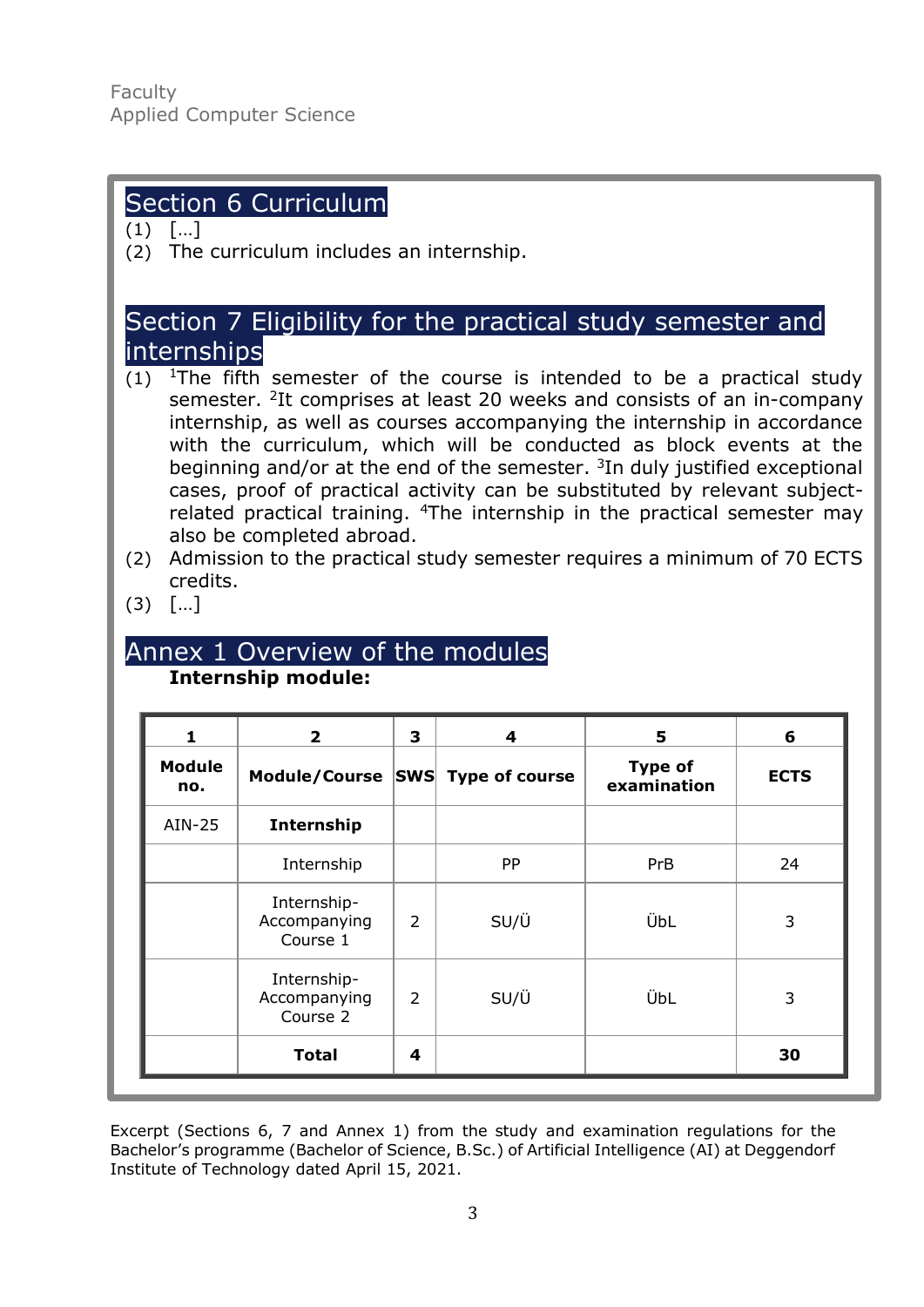Faculty
Applied Computer Science

## Section 6 Curriculum

(1) […]

(2) The curriculum includes an internship.

## Section 7 Eligibility for the practical study semester and internships

(1) [1]The fifth semester of the course is intended to be a practical study semester. [2]It comprises at least 20 weeks and consists of an in-company internship, as well as courses accompanying the internship in accordance with the curriculum, which will be conducted as block events at the beginning and/or at the end of the semester. [3]In duly justified exceptional cases, proof of practical activity can be substituted by relevant subject-related practical training. [4]The internship in the practical semester may also be completed abroad.

(2) Admission to the practical study semester requires a minimum of 70 ECTS credits.

(3) […]

## Annex 1 Overview of the modules

**Internship module:**

| 1 | 2 | 3 | 4 | 5 | 6 |
|---|---|---|---|---|---|
| **Module no.** | **Module/Course** | **SWS** | **Type of course** | **Type of examination** | **ECTS** |
| AIN-25 | **Internship** | | | | |
| | Internship | | PP | PrB | 24 |
| | Internship-Accompanying Course 1 | 2 | SU/Ü | ÜbL | 3 |
| | Internship-Accompanying Course 2 | 2 | SU/Ü | ÜbL | 3 |
| | **Total** | **4** | | | **30** |

Excerpt (Sections 6, 7 and Annex 1) from the study and examination regulations for the Bachelor's programme (Bachelor of Science, B.Sc.) of Artificial Intelligence (AI) at Deggendorf Institute of Technology dated April 15, 2021.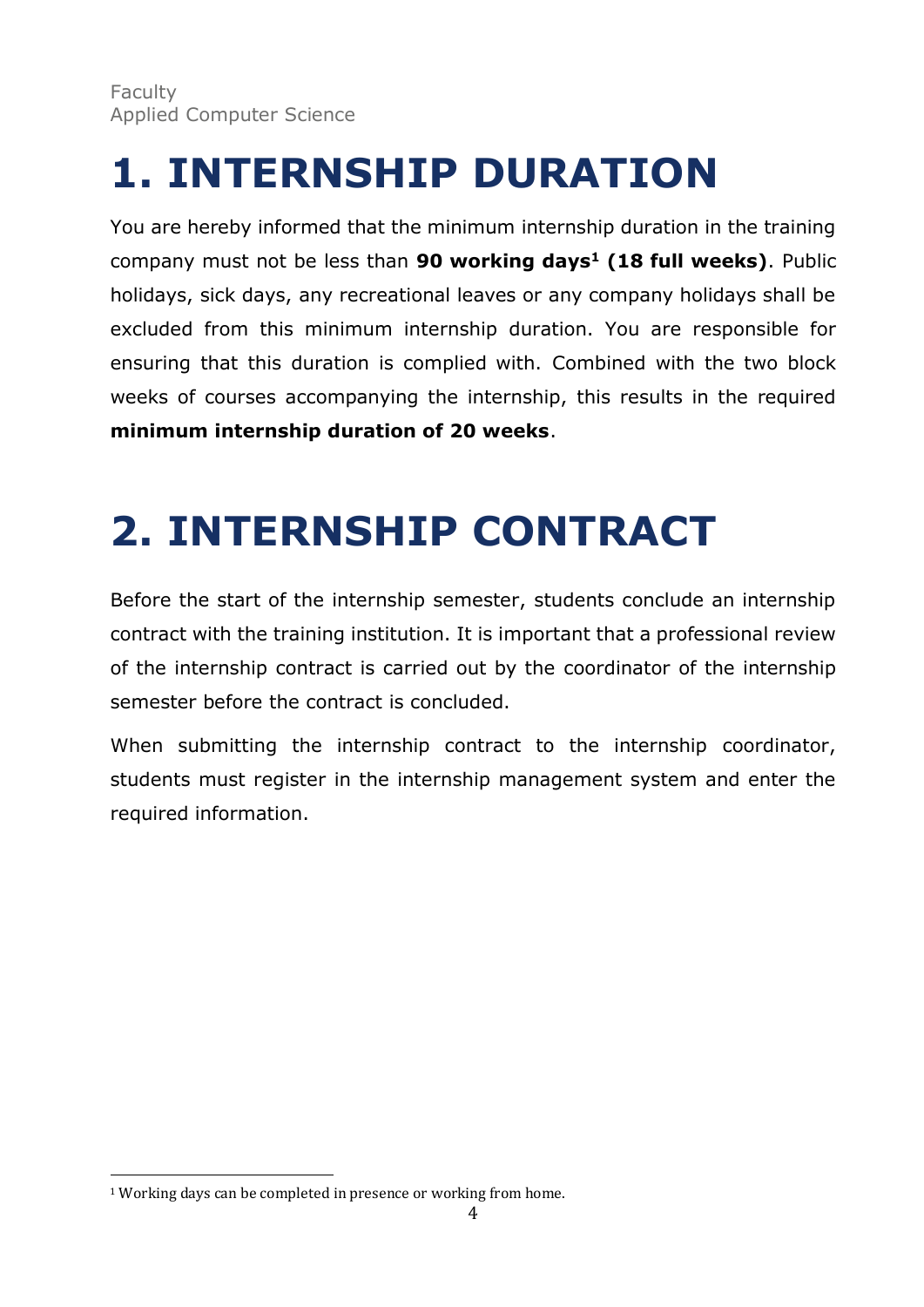# 1. INTERNSHIP DURATION

You are hereby informed that the minimum internship duration in the training company must not be less than **90 working days[1] (18 full weeks)**. Public holidays, sick days, any recreational leaves or any company holidays shall be excluded from this minimum internship duration. You are responsible for ensuring that this duration is complied with. Combined with the two block weeks of courses accompanying the internship, this results in the required **minimum internship duration of 20 weeks**.

# 2. INTERNSHIP CONTRACT

Before the start of the internship semester, students conclude an internship contract with the training institution. It is important that a professional review of the internship contract is carried out by the coordinator of the internship semester before the contract is concluded.

When submitting the internship contract to the internship coordinator, students must register in the internship management system and enter the required information.

[1] Working days can be completed in presence or working from home.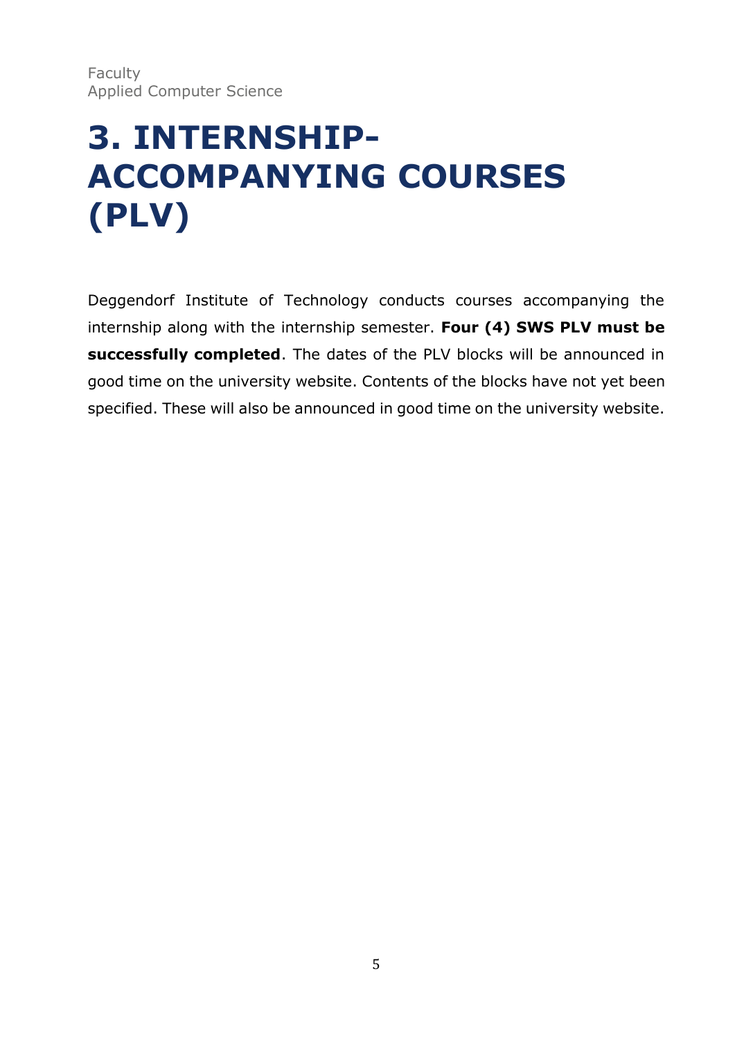# 3. INTERNSHIP-ACCOMPANYING COURSES (PLV)

Deggendorf Institute of Technology conducts courses accompanying the internship along with the internship semester. **Four (4) SWS PLV must be successfully completed**. The dates of the PLV blocks will be announced in good time on the university website. Contents of the blocks have not yet been specified. These will also be announced in good time on the university website.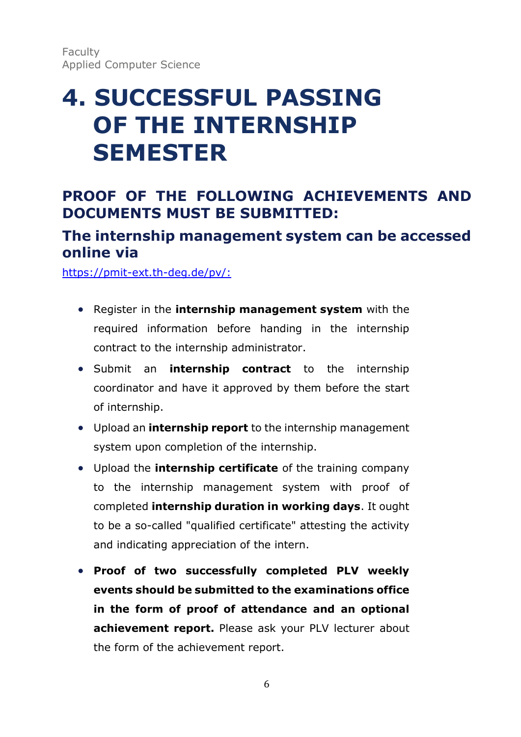Faculty
Applied Computer Science

# 4. SUCCESSFUL PASSING OF THE INTERNSHIP SEMESTER

## PROOF OF THE FOLLOWING ACHIEVEMENTS AND DOCUMENTS MUST BE SUBMITTED:

### The internship management system can be accessed online via

[https://pmit-ext.th-deg.de/pv/:](https://pmit-ext.th-deg.de/pv/)

- Register in the **internship management system** with the required information before handing in the internship contract to the internship administrator.
- Submit an **internship contract** to the internship coordinator and have it approved by them before the start of internship.
- Upload an **internship report** to the internship management system upon completion of the internship.
- Upload the **internship certificate** of the training company to the internship management system with proof of completed **internship duration in working days**. It ought to be a so-called "qualified certificate" attesting the activity and indicating appreciation of the intern.
- **Proof of two successfully completed PLV weekly events should be submitted to the examinations office in the form of proof of attendance and an optional achievement report.** Please ask your PLV lecturer about the form of the achievement report.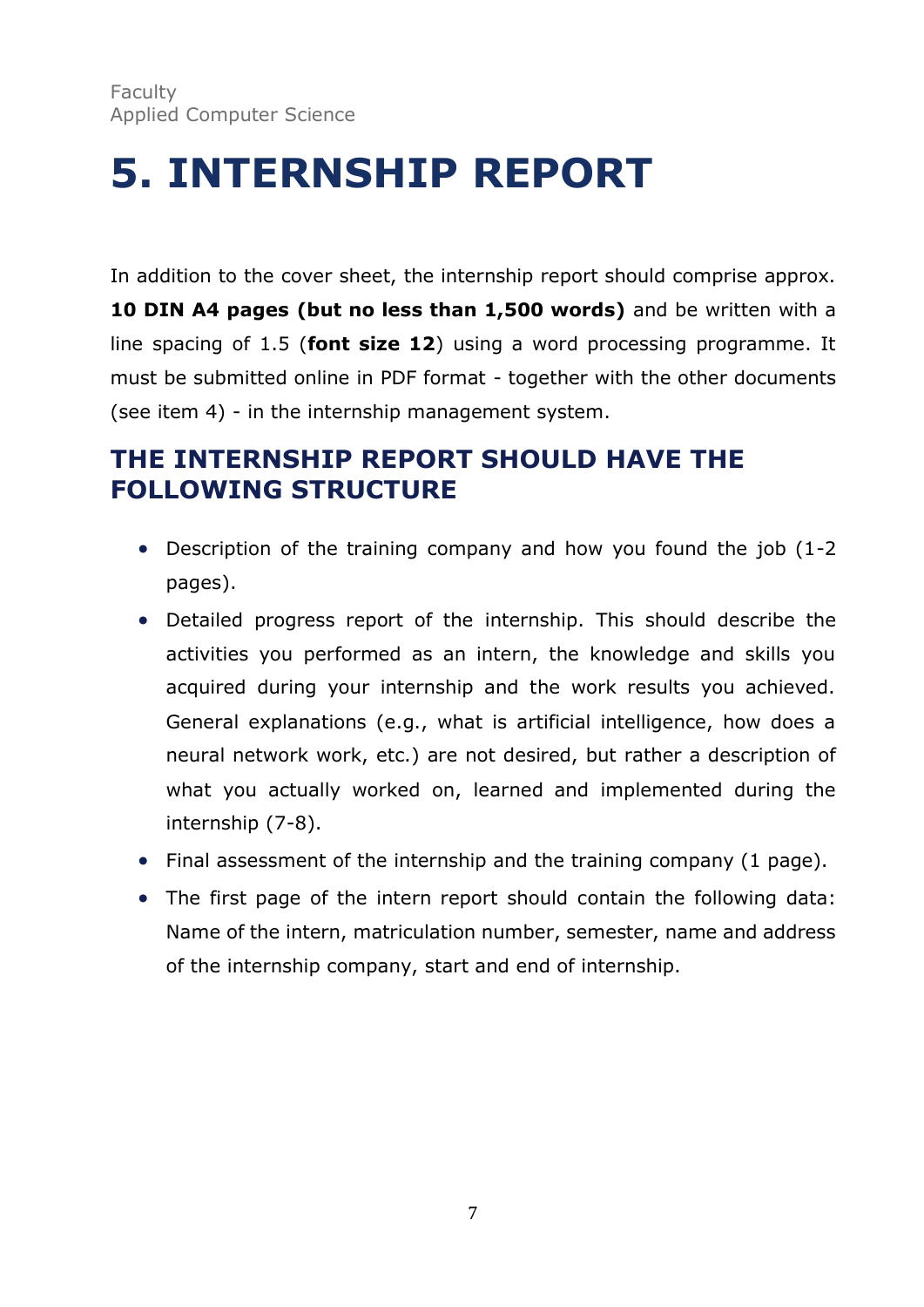Faculty
Applied Computer Science

# 5. INTERNSHIP REPORT

In addition to the cover sheet, the internship report should comprise approx. **10 DIN A4 pages (but no less than 1,500 words)** and be written with a line spacing of 1.5 (**font size 12**) using a word processing programme. It must be submitted online in PDF format - together with the other documents (see item 4) - in the internship management system.

## THE INTERNSHIP REPORT SHOULD HAVE THE FOLLOWING STRUCTURE

- Description of the training company and how you found the job (1-2 pages).
- Detailed progress report of the internship. This should describe the activities you performed as an intern, the knowledge and skills you acquired during your internship and the work results you achieved. General explanations (e.g., what is artificial intelligence, how does a neural network work, etc.) are not desired, but rather a description of what you actually worked on, learned and implemented during the internship (7-8).
- Final assessment of the internship and the training company (1 page).
- The first page of the intern report should contain the following data: Name of the intern, matriculation number, semester, name and address of the internship company, start and end of internship.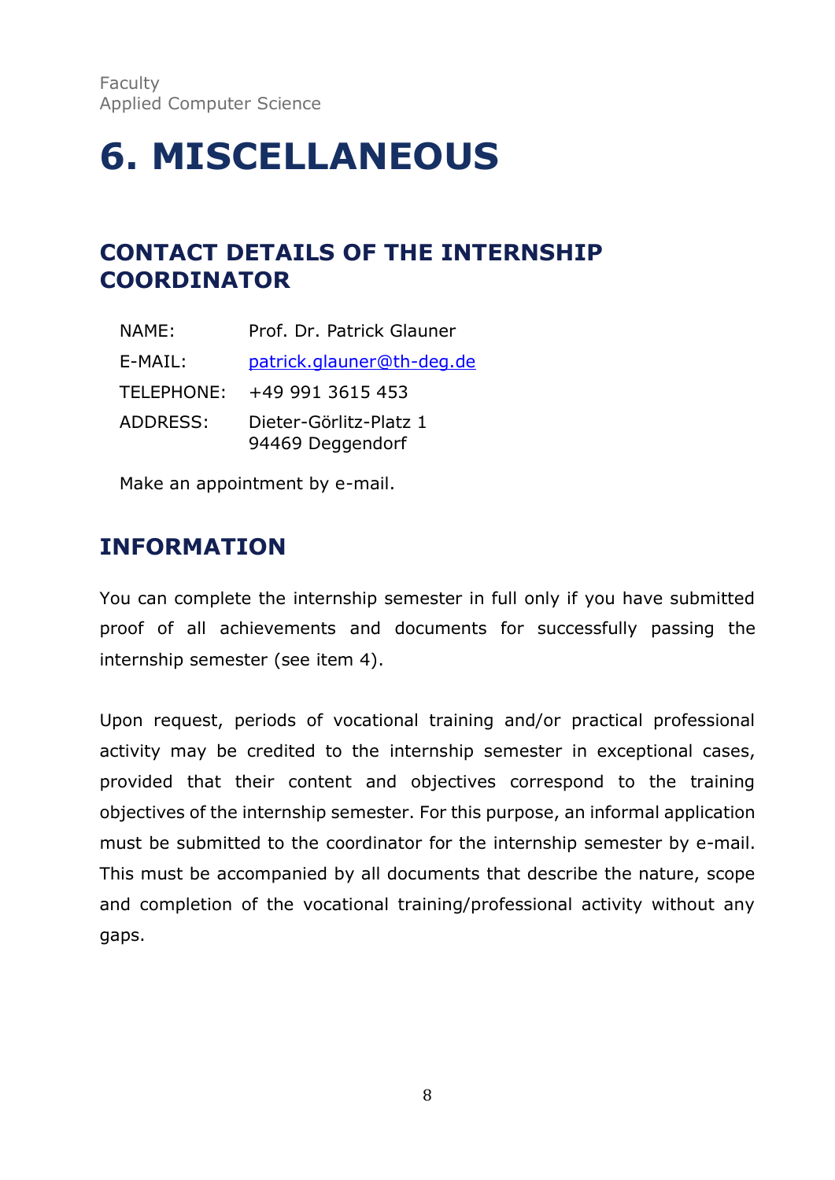Faculty
Applied Computer Science

# 6. MISCELLANEOUS

## CONTACT DETAILS OF THE INTERNSHIP COORDINATOR

| | |
|---|---|
| NAME: | Prof. Dr. Patrick Glauner |
| E-MAIL: | patrick.glauner@th-deg.de |
| TELEPHONE: | +49 991 3615 453 |
| ADDRESS: | Dieter-Görlitz-Platz 1<br>94469 Deggendorf |

Make an appointment by e-mail.

## INFORMATION

You can complete the internship semester in full only if you have submitted proof of all achievements and documents for successfully passing the internship semester (see item 4).

Upon request, periods of vocational training and/or practical professional activity may be credited to the internship semester in exceptional cases, provided that their content and objectives correspond to the training objectives of the internship semester. For this purpose, an informal application must be submitted to the coordinator for the internship semester by e-mail. This must be accompanied by all documents that describe the nature, scope and completion of the vocational training/professional activity without any gaps.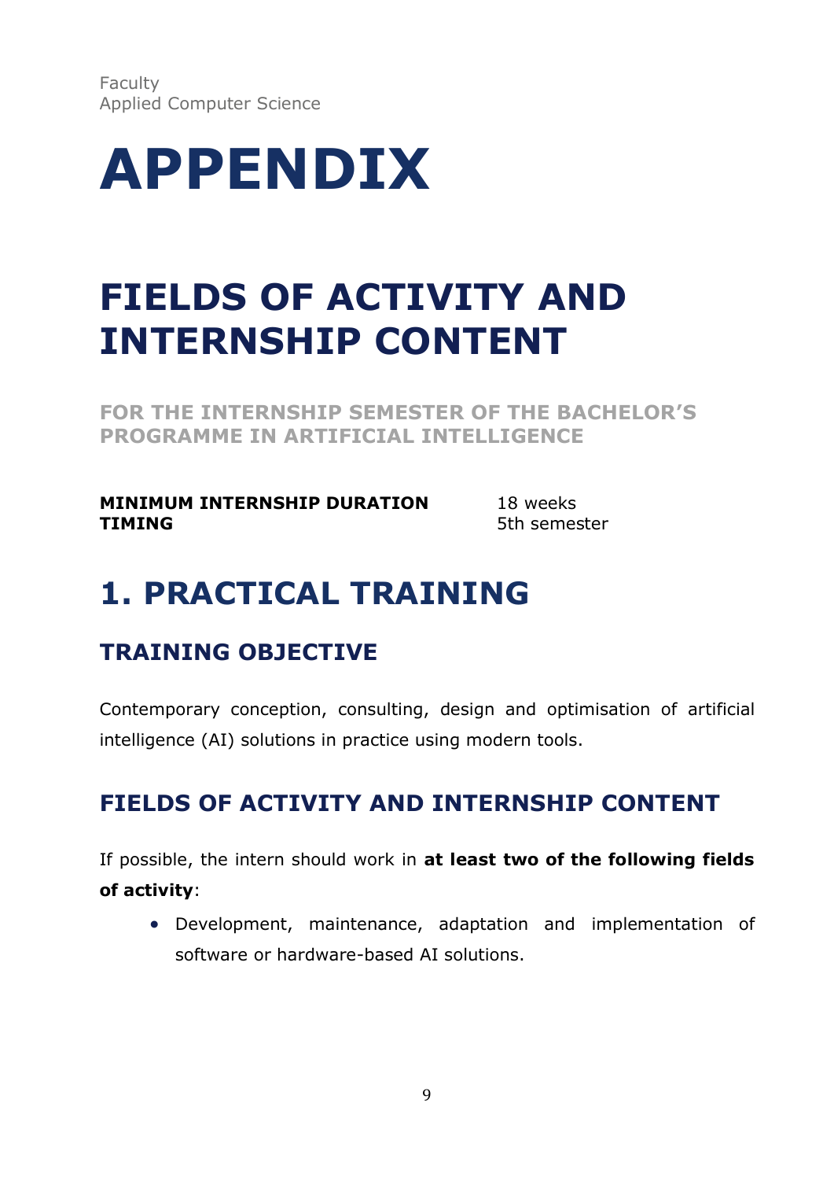Faculty
Applied Computer Science

# APPENDIX

# FIELDS OF ACTIVITY AND INTERNSHIP CONTENT

**FOR THE INTERNSHIP SEMESTER OF THE BACHELOR'S PROGRAMME IN ARTIFICIAL INTELLIGENCE**

| | |
|---|---|
| **MINIMUM INTERNSHIP DURATION** | 18 weeks |
| **TIMING** | 5th semester |

## 1. PRACTICAL TRAINING

### TRAINING OBJECTIVE

Contemporary conception, consulting, design and optimisation of artificial intelligence (AI) solutions in practice using modern tools.

### FIELDS OF ACTIVITY AND INTERNSHIP CONTENT

If possible, the intern should work in **at least two of the following fields of activity**:

- Development, maintenance, adaptation and implementation of software or hardware-based AI solutions.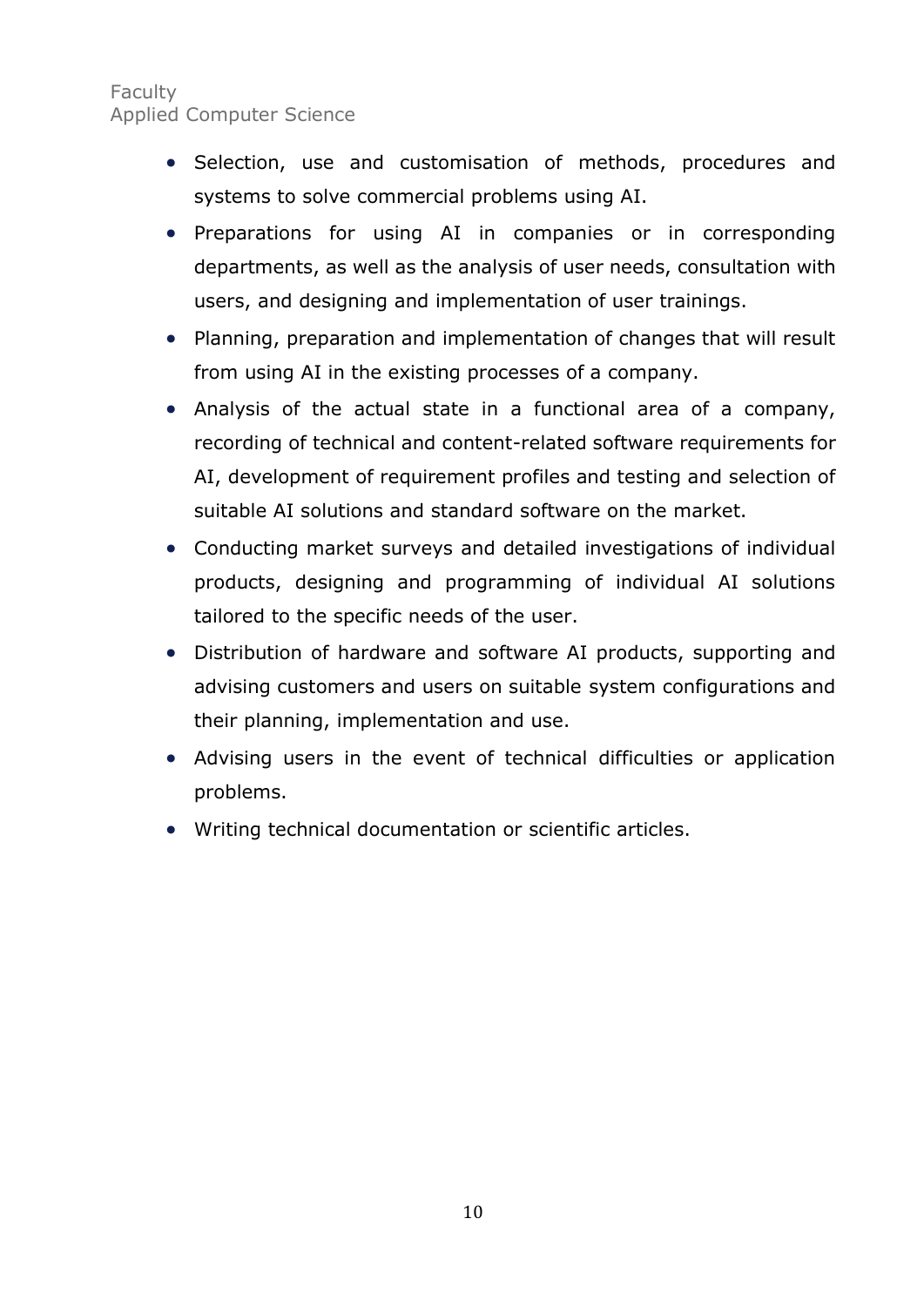- Selection, use and customisation of methods, procedures and systems to solve commercial problems using AI.
- Preparations for using AI in companies or in corresponding departments, as well as the analysis of user needs, consultation with users, and designing and implementation of user trainings.
- Planning, preparation and implementation of changes that will result from using AI in the existing processes of a company.
- Analysis of the actual state in a functional area of a company, recording of technical and content-related software requirements for AI, development of requirement profiles and testing and selection of suitable AI solutions and standard software on the market.
- Conducting market surveys and detailed investigations of individual products, designing and programming of individual AI solutions tailored to the specific needs of the user.
- Distribution of hardware and software AI products, supporting and advising customers and users on suitable system configurations and their planning, implementation and use.
- Advising users in the event of technical difficulties or application problems.
- Writing technical documentation or scientific articles.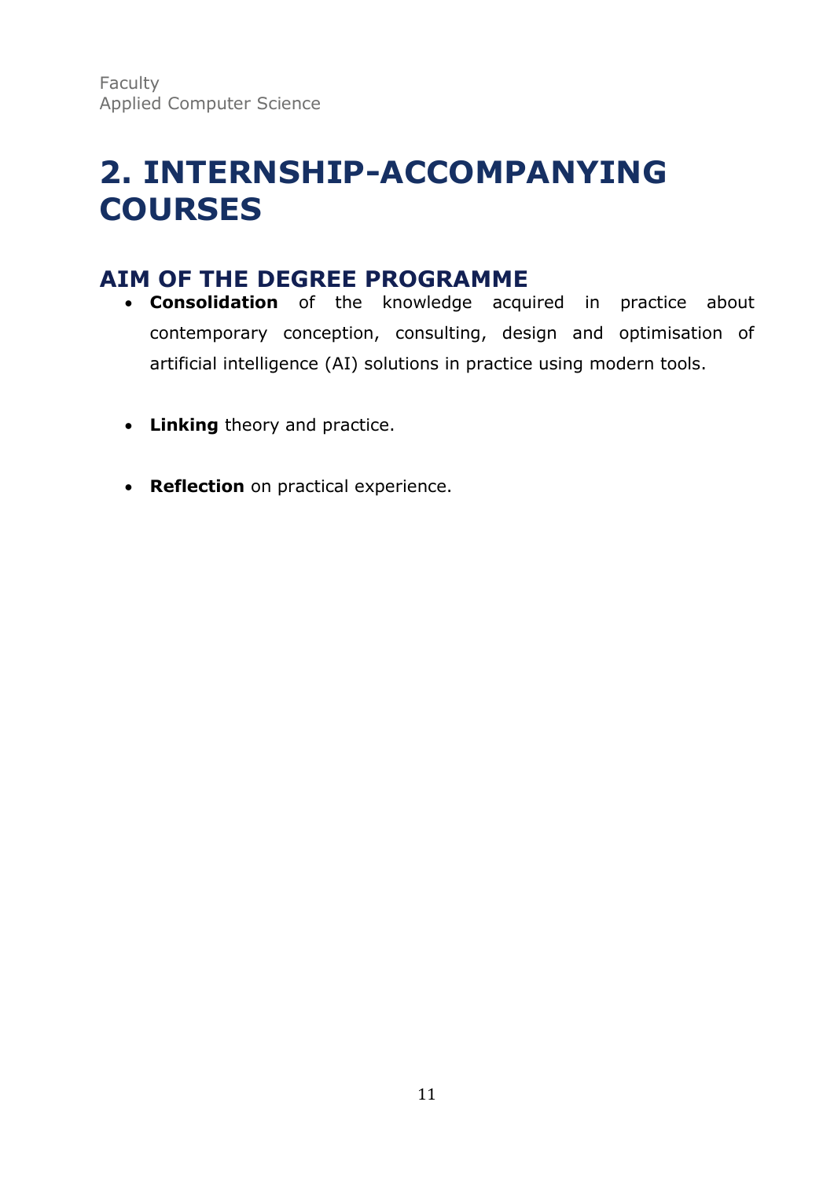Faculty
Applied Computer Science

# 2. INTERNSHIP-ACCOMPANYING COURSES

## AIM OF THE DEGREE PROGRAMME

- **Consolidation** of the knowledge acquired in practice about contemporary conception, consulting, design and optimisation of artificial intelligence (AI) solutions in practice using modern tools.
- **Linking** theory and practice.
- **Reflection** on practical experience.